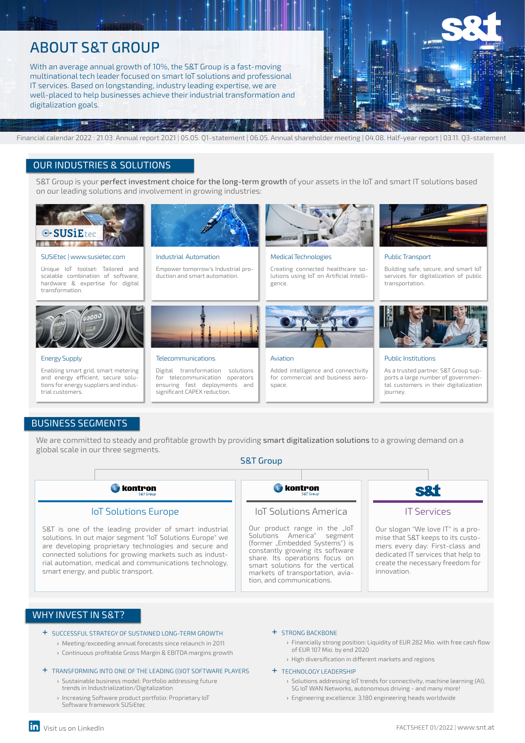# ABOUT S&T GROUP

With an average annual growth of 10%, the S&T Group is a fast-moving multinational tech leader focused on smart IoT solutions and professional IT services. Based on longstanding, industry leading expertise, we are well-placed to help businesses achieve their industrial transformation and digitalization goals.

Financial calendar 2022 : 21.03. Annual report 2021 | 05.05. Q1-statement | 06.05. Annual shareholder meeting | 04.08. Half-year report | 03.11. Q3-statement

## OUR INDUSTRIES & SOLUTIONS

S&T Group is your **perfect investment choice for the long-term growth** of your assets in the IoT and smart IT solutions based on our leading solutions and involvement in growing industries:

**SUSiEtec | www.susietec.com**
Unique IoT toolset: Tailored and scalable combination of software, hardware & expertise for digital transformation.

**Industrial Automation**
Empower tomorrow's Industrial production and smart automation.

**Medical Technologies**
Creating connected healthcare solutions using IoT on Artificial Intelligence.

**Public Transport**
Building safe, secure, and smart IoT services for digitalization of public transportation.

**Energy Supply**
Enabling smart grid, smart metering and energy efficient, secure solutions for energy suppliers and industrial customers.

**Telecommunications**
Digital transformation solutions for telecommunication operators ensuring fast deployments and significant CAPEX reduction.

**Aviation**
Added intelligence and connectivity for commercial and business aerospace.

**Public Institutions**
As a trusted partner, S&T Group supports a large number of governmental customers in their digitalization journey.

## BUSINESS SEGMENTS

We are committed to steady and profitable growth by providing **smart digitalization solutions** to a growing demand on a global scale in our three segments.

S&T Group

### IoT Solutions Europe

S&T is one of the leading provider of smart industrial solutions. In out major segment "IoT Solutions Europe" we are developing proprietary technologies and secure and connected solutions for growing markets such as industrial automation, medical and communications technology, smart energy, and public transport.

### IoT Solutions America

Our product range in the „IoT Solutions America" segment (former „Embedded Systems") is constantly growing its software share. Its operations focus on smart solutions for the vertical markets of transportation, aviation, and communications.

### IT Services

Our slogan "We love IT" is a promise that S&T keeps to its customers every day: First-class and dedicated IT services that help to create the necessary freedom for innovation.

## WHY INVEST IN S&T?

**+ SUCCESSFUL STRATEGY OF SUSTAINED LONG-TERM GROWTH**
- Meeting/exceeding annual forecasts since relaunch in 2011
- Continuous profitable Gross Margin & EBITDA margins growth

**+ TRANSFORMING INTO ONE OF THE LEADING (I)IOT SOFTWARE PLAYERS**
- Sustainable business model: Portfolio addressing future trends in Industrialization/Digitalization
- Increasing Software product portfolio: Proprietary IoT Software framework SUSiEtec

**+ STRONG BACKBONE**
- Financially strong position: Liquidity of EUR 282 Mio. with free cash flow of EUR 107 Mio. by end 2020
- High diversification in different markets and regions

**+ TECHNOLOGY LEADERSHIP**
- Solutions addressing IoT trends for connectivity, machine learning (AI), 5G IoT WAN Networks, autonomous driving - and many more!
- Engineering excellence: 3,180 engineering heads worldwide

Visit us on LinkedIn

FACTSHEET 01/2022 | www.snt.at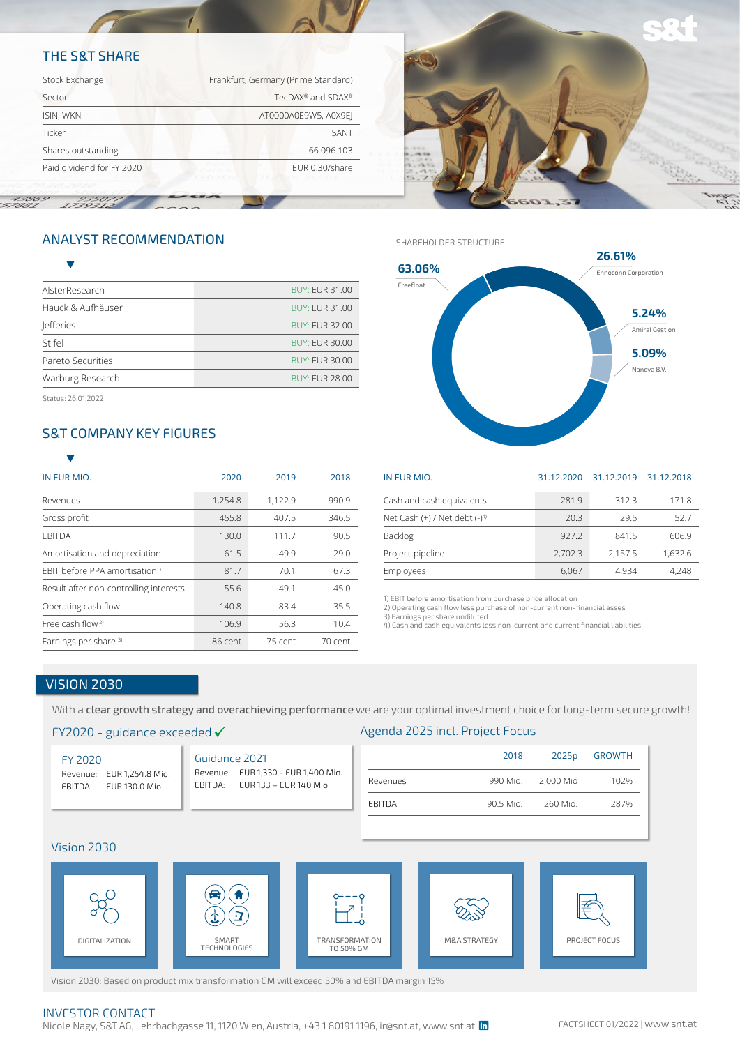## THE S&T SHARE

| | |
|---|---|
| Stock Exchange | Frankfurt, Germany (Prime Standard) |
| Sector | TecDAX® and SDAX® |
| ISIN, WKN | AT0000A0E9W5, A0X9EJ |
| Ticker | SANT |
| Shares outstanding | 66.096.103 |
| Paid dividend for FY 2020 | EUR 0.30/share |

## ANALYST RECOMMENDATION

| | |
|---|---|
| AlsterResearch | BUY: EUR 31.00 |
| Hauck & Aufhäuser | BUY: EUR 31.00 |
| Jefferies | BUY: EUR 32.00 |
| Stifel | BUY: EUR 30.00 |
| Pareto Securities | BUY: EUR 30.00 |
| Warburg Research | BUY: EUR 28.00 |

Status: 26.01.2022

SHAREHOLDER STRUCTURE

63.06% Freefloat

26.61% Ennoconn Corporation

5.24% Amiral Gestion

5.09% Naneva B.V.

## S&T COMPANY KEY FIGURES

| IN EUR MIO. | 2020 | 2019 | 2018 |
|---|---|---|---|
| Revenues | 1,254.8 | 1,122.9 | 990.9 |
| Gross profit | 455.8 | 407.5 | 346.5 |
| EBITDA | 130.0 | 111.7 | 90.5 |
| Amortisation and depreciation | 61.5 | 49.9 | 29.0 |
| EBIT before PPA amortisation[1] | 81.7 | 70.1 | 67.3 |
| Result after non-controlling interests | 55.6 | 49.1 | 45.0 |
| Operating cash flow | 140.8 | 83.4 | 35.5 |
| Free cash flow [2] | 106.9 | 56.3 | 10.4 |
| Earnings per share [3] | 86 cent | 75 cent | 70 cent |

| IN EUR MIO. | 31.12.2020 | 31.12.2019 | 31.12.2018 |
|---|---|---|---|
| Cash and cash equivalents | 281.9 | 312.3 | 171.8 |
| Net Cash (+) / Net debt (-)[4] | 20.3 | 29.5 | 52.7 |
| Backlog | 927.2 | 841.5 | 606.9 |
| Project-pipeline | 2,702.3 | 2,157.5 | 1,632.6 |
| Employees | 6,067 | 4,934 | 4,248 |

1) EBIT before amortisation from purchase price allocation
2) Operating cash flow less purchase of non-current non-financial asses
3) Earnings per share undiluted
4) Cash and cash equivalents less non-current and current financial liabilities

## VISION 2030

With a **clear growth strategy and overachieving performance** we are your optimal investment choice for long-term secure growth!

### FY2020 - guidance exceeded ✓

**FY 2020**
Revenue: EUR 1,254.8 Mio.
EBITDA: EUR 130.0 Mio

**Guidance 2021**
Revenue: EUR 1,330 - EUR 1,400 Mio.
EBITDA: EUR 133 – EUR 140 Mio

### Agenda 2025 incl. Project Focus

| | 2018 | 2025p | GROWTH |
|---|---|---|---|
| Revenues | 990 Mio. | 2,000 Mio | 102% |
| EBITDA | 90.5 Mio. | 260 Mio. | 287% |

### Vision 2030

DIGITALIZATION

SMART TECHNOLOGIES

TRANSFORMATION TO 50% GM

M&A STRATEGY

PROJECT FOCUS

Vision 2030: Based on product mix transformation GM will exceed 50% and EBITDA margin 15%

## INVESTOR CONTACT

Nicole Nagy, S&T AG, Lehrbachgasse 11, 1120 Wien, Austria, +43 1 80191 1196, ir@snt.at, www.snt.at,

FACTSHEET 01/2022 | www.snt.at